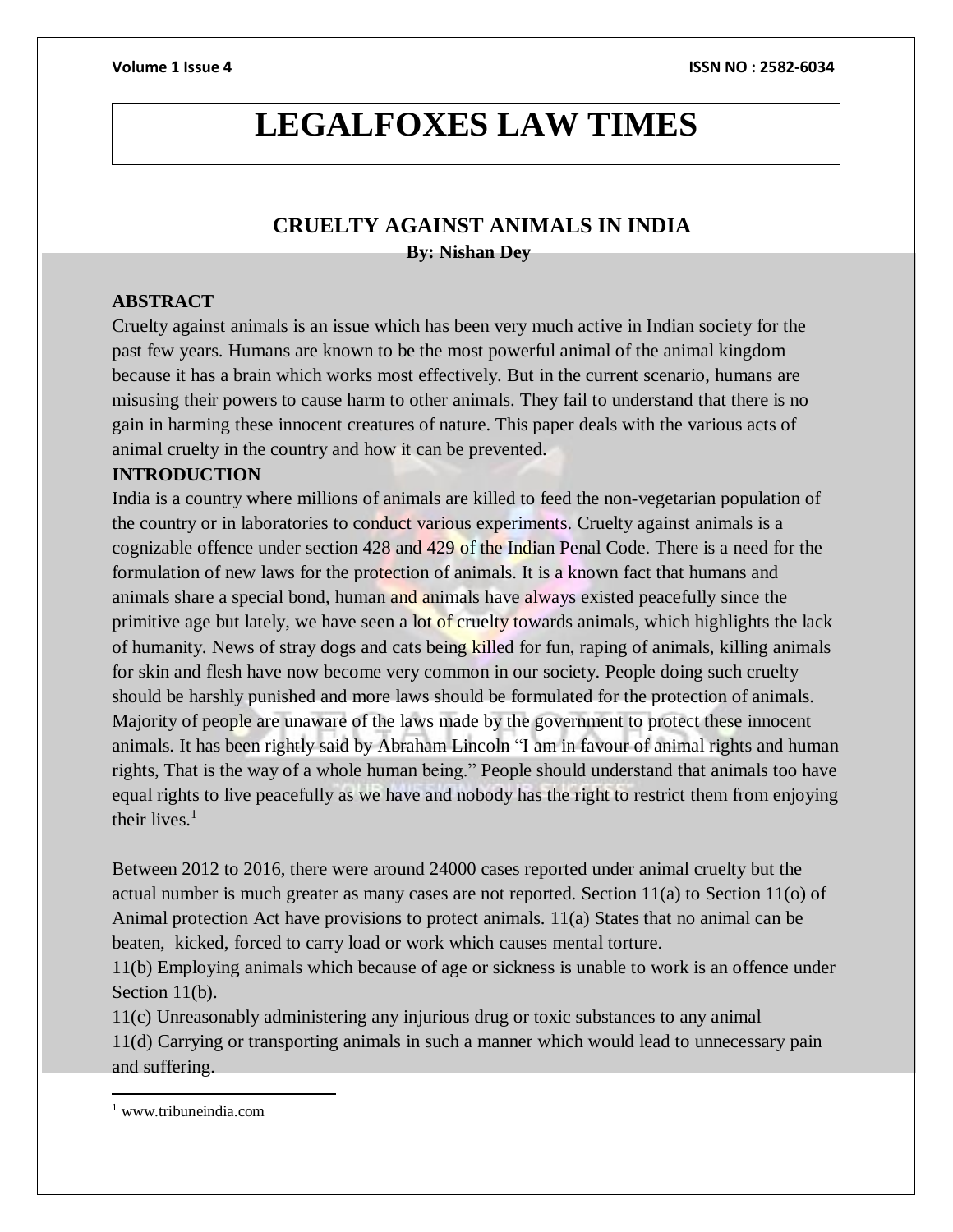# LEGALFOXES LAW TIMES

## CRUELTY AGAINST ANIMALS IN INDIA

**By: Nishan Dey**

**ABSTRACT**

Cruelty against animals is an issue which has been very much active in Indian society for the past few years. Humans are known to be the most powerful animal of the animal kingdom because it has a brain which works most effectively. But in the current scenario, humans are misusing their powers to cause harm to other animals. They fail to understand that there is no gain in harming these innocent creatures of nature. This paper deals with the various acts of animal cruelty in the country and how it can be prevented.

**INTRODUCTION**

India is a country where millions of animals are killed to feed the non-vegetarian population of the country or in laboratories to conduct various experiments. Cruelty against animals is a cognizable offence under section 428 and 429 of the Indian Penal Code. There is a need for the formulation of new laws for the protection of animals. It is a known fact that humans and animals share a special bond, human and animals have always existed peacefully since the primitive age but lately, we have seen a lot of cruelty towards animals, which highlights the lack of humanity. News of stray dogs and cats being killed for fun, raping of animals, killing animals for skin and flesh have now become very common in our society. People doing such cruelty should be harshly punished and more laws should be formulated for the protection of animals. Majority of people are unaware of the laws made by the government to protect these innocent animals. It has been rightly said by Abraham Lincoln "I am in favour of animal rights and human rights, That is the way of a whole human being." People should understand that animals too have equal rights to live peacefully as we have and nobody has the right to restrict them from enjoying their lives.[1]

Between 2012 to 2016, there were around 24000 cases reported under animal cruelty but the actual number is much greater as many cases are not reported. Section 11(a) to Section 11(o) of Animal protection Act have provisions to protect animals. 11(a) States that no animal can be beaten, kicked, forced to carry load or work which causes mental torture.

11(b) Employing animals which because of age or sickness is unable to work is an offence under Section 11(b).

11(c) Unreasonably administering any injurious drug or toxic substances to any animal

11(d) Carrying or transporting animals in such a manner which would lead to unnecessary pain and suffering.

---

[1] www.tribuneindia.com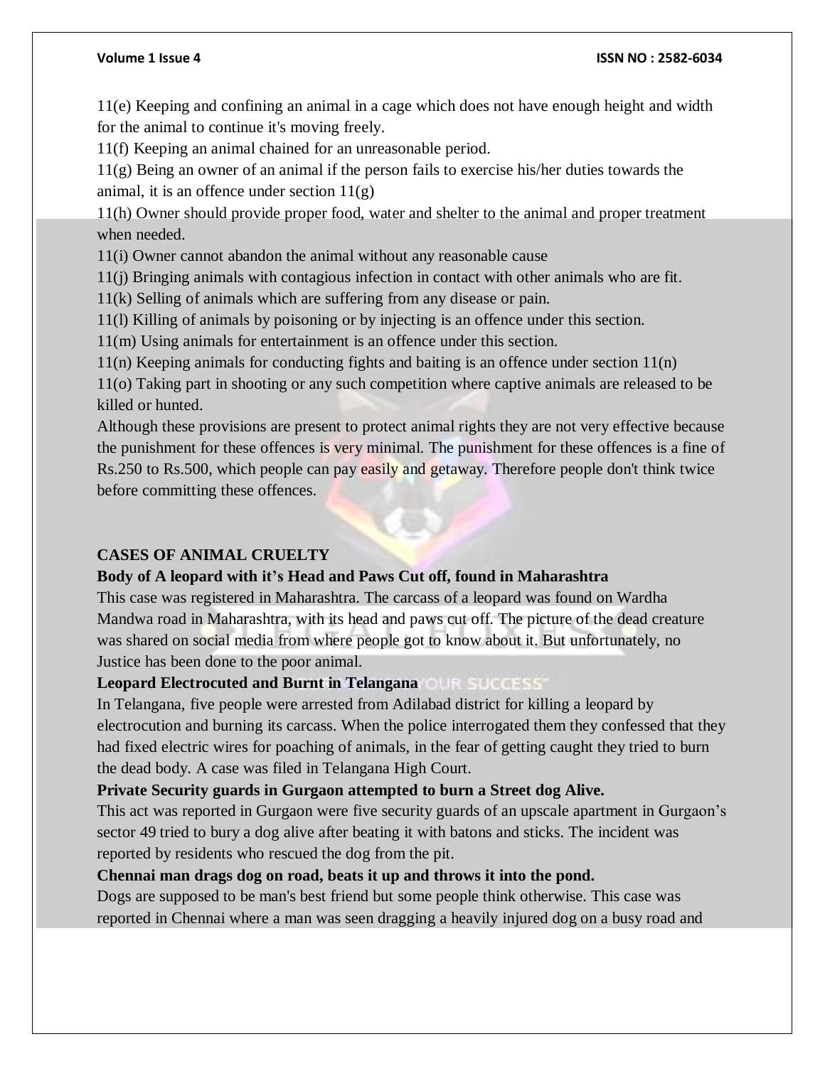11(e) Keeping and confining an animal in a cage which does not have enough height and width for the animal to continue it's moving freely.

11(f) Keeping an animal chained for an unreasonable period.

11(g) Being an owner of an animal if the person fails to exercise his/her duties towards the animal, it is an offence under section 11(g)

11(h) Owner should provide proper food, water and shelter to the animal and proper treatment when needed.

11(i) Owner cannot abandon the animal without any reasonable cause

11(j) Bringing animals with contagious infection in contact with other animals who are fit.

11(k) Selling of animals which are suffering from any disease or pain.

11(l) Killing of animals by poisoning or by injecting is an offence under this section.

11(m) Using animals for entertainment is an offence under this section.

11(n) Keeping animals for conducting fights and baiting is an offence under section 11(n)

11(o) Taking part in shooting or any such competition where captive animals are released to be killed or hunted.

Although these provisions are present to protect animal rights they are not very effective because the punishment for these offences is very minimal. The punishment for these offences is a fine of Rs.250 to Rs.500, which people can pay easily and getaway. Therefore people don't think twice before committing these offences.

## CASES OF ANIMAL CRUELTY

**Body of A leopard with it's Head and Paws Cut off, found in Maharashtra**

This case was registered in Maharashtra. The carcass of a leopard was found on Wardha Mandwa road in Maharashtra, with its head and paws cut off. The picture of the dead creature was shared on social media from where people got to know about it. But unfortunately, no Justice has been done to the poor animal.

**Leopard Electrocuted and Burnt in Telangana**

In Telangana, five people were arrested from Adilabad district for killing a leopard by electrocution and burning its carcass. When the police interrogated them they confessed that they had fixed electric wires for poaching of animals, in the fear of getting caught they tried to burn the dead body. A case was filed in Telangana High Court.

**Private Security guards in Gurgaon attempted to burn a Street dog Alive.**

This act was reported in Gurgaon were five security guards of an upscale apartment in Gurgaon's sector 49 tried to bury a dog alive after beating it with batons and sticks. The incident was reported by residents who rescued the dog from the pit.

**Chennai man drags dog on road, beats it up and throws it into the pond.**

Dogs are supposed to be man's best friend but some people think otherwise. This case was reported in Chennai where a man was seen dragging a heavily injured dog on a busy road and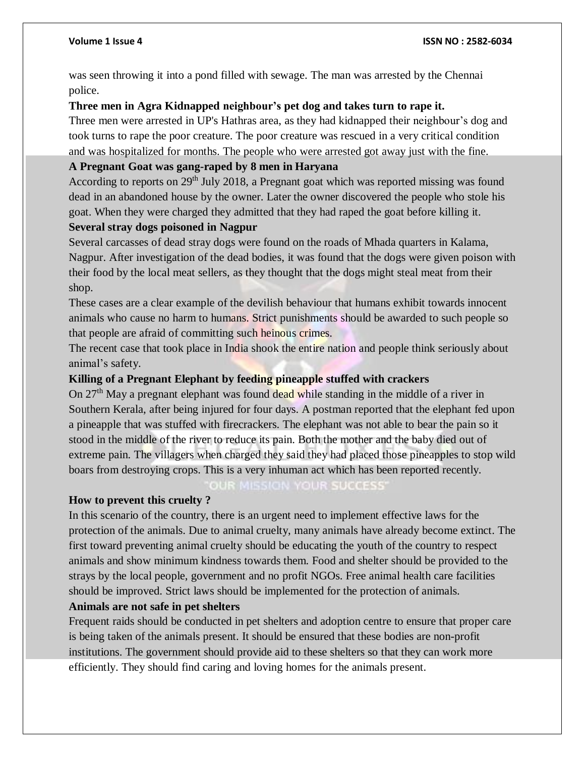was seen throwing it into a pond filled with sewage. The man was arrested by the Chennai police.

**Three men in Agra Kidnapped neighbour's pet dog and takes turn to rape it.**

Three men were arrested in UP's Hathras area, as they had kidnapped their neighbour's dog and took turns to rape the poor creature. The poor creature was rescued in a very critical condition and was hospitalized for months. The people who were arrested got away just with the fine.

**A Pregnant Goat was gang-raped by 8 men in Haryana**

According to reports on 29th July 2018, a Pregnant goat which was reported missing was found dead in an abandoned house by the owner. Later the owner discovered the people who stole his goat. When they were charged they admitted that they had raped the goat before killing it.

**Several stray dogs poisoned in Nagpur**

Several carcasses of dead stray dogs were found on the roads of Mhada quarters in Kalama, Nagpur. After investigation of the dead bodies, it was found that the dogs were given poison with their food by the local meat sellers, as they thought that the dogs might steal meat from their shop.

These cases are a clear example of the devilish behaviour that humans exhibit towards innocent animals who cause no harm to humans. Strict punishments should be awarded to such people so that people are afraid of committing such heinous crimes.

The recent case that took place in India shook the entire nation and people think seriously about animal's safety.

**Killing of a Pregnant Elephant by feeding pineapple stuffed with crackers**

On 27th May a pregnant elephant was found dead while standing in the middle of a river in Southern Kerala, after being injured for four days. A postman reported that the elephant fed upon a pineapple that was stuffed with firecrackers. The elephant was not able to bear the pain so it stood in the middle of the river to reduce its pain. Both the mother and the baby died out of extreme pain. The villagers when charged they said they had placed those pineapples to stop wild boars from destroying crops. This is a very inhuman act which has been reported recently.

**How to prevent this cruelty ?**

In this scenario of the country, there is an urgent need to implement effective laws for the protection of the animals. Due to animal cruelty, many animals have already become extinct. The first toward preventing animal cruelty should be educating the youth of the country to respect animals and show minimum kindness towards them. Food and shelter should be provided to the strays by the local people, government and no profit NGOs. Free animal health care facilities should be improved. Strict laws should be implemented for the protection of animals.

**Animals are not safe in pet shelters**

Frequent raids should be conducted in pet shelters and adoption centre to ensure that proper care is being taken of the animals present. It should be ensured that these bodies are non-profit institutions. The government should provide aid to these shelters so that they can work more efficiently. They should find caring and loving homes for the animals present.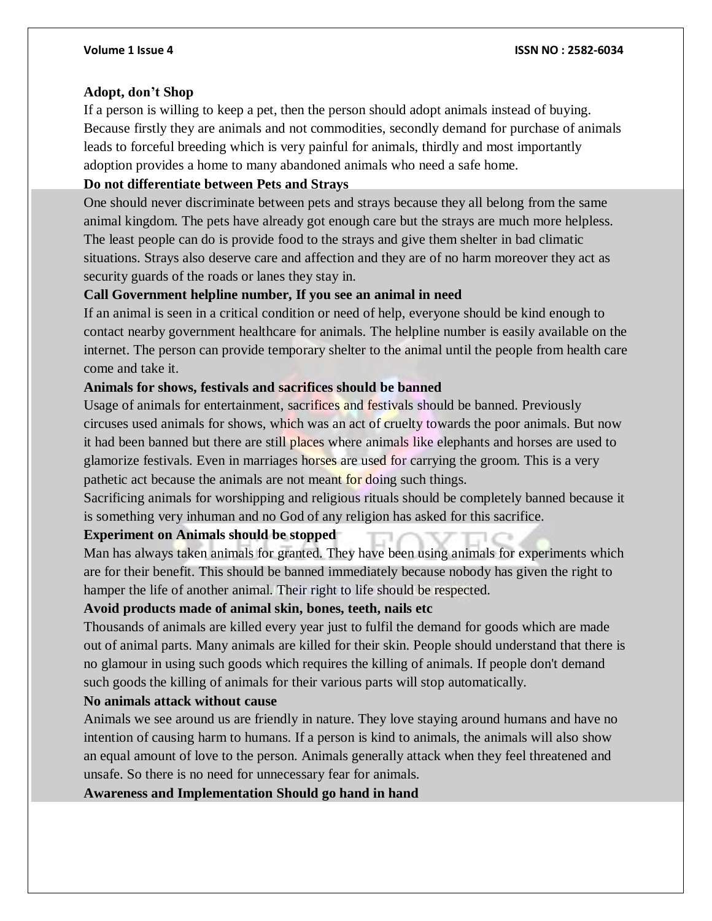**Adopt, don't Shop**

If a person is willing to keep a pet, then the person should adopt animals instead of buying. Because firstly they are animals and not commodities, secondly demand for purchase of animals leads to forceful breeding which is very painful for animals, thirdly and most importantly adoption provides a home to many abandoned animals who need a safe home.

**Do not differentiate between Pets and Strays**

One should never discriminate between pets and strays because they all belong from the same animal kingdom. The pets have already got enough care but the strays are much more helpless. The least people can do is provide food to the strays and give them shelter in bad climatic situations. Strays also deserve care and affection and they are of no harm moreover they act as security guards of the roads or lanes they stay in.

**Call Government helpline number, If you see an animal in need**

If an animal is seen in a critical condition or need of help, everyone should be kind enough to contact nearby government healthcare for animals. The helpline number is easily available on the internet. The person can provide temporary shelter to the animal until the people from health care come and take it.

**Animals for shows, festivals and sacrifices should be banned**

Usage of animals for entertainment, sacrifices and festivals should be banned. Previously circuses used animals for shows, which was an act of cruelty towards the poor animals. But now it had been banned but there are still places where animals like elephants and horses are used to glamorize festivals. Even in marriages horses are used for carrying the groom. This is a very pathetic act because the animals are not meant for doing such things.

Sacrificing animals for worshipping and religious rituals should be completely banned because it is something very inhuman and no God of any religion has asked for this sacrifice.

**Experiment on Animals should be stopped**

Man has always taken animals for granted. They have been using animals for experiments which are for their benefit. This should be banned immediately because nobody has given the right to hamper the life of another animal. Their right to life should be respected.

**Avoid products made of animal skin, bones, teeth, nails etc**

Thousands of animals are killed every year just to fulfil the demand for goods which are made out of animal parts. Many animals are killed for their skin. People should understand that there is no glamour in using such goods which requires the killing of animals. If people don't demand such goods the killing of animals for their various parts will stop automatically.

**No animals attack without cause**

Animals we see around us are friendly in nature. They love staying around humans and have no intention of causing harm to humans. If a person is kind to animals, the animals will also show an equal amount of love to the person. Animals generally attack when they feel threatened and unsafe. So there is no need for unnecessary fear for animals.

**Awareness and Implementation Should go hand in hand**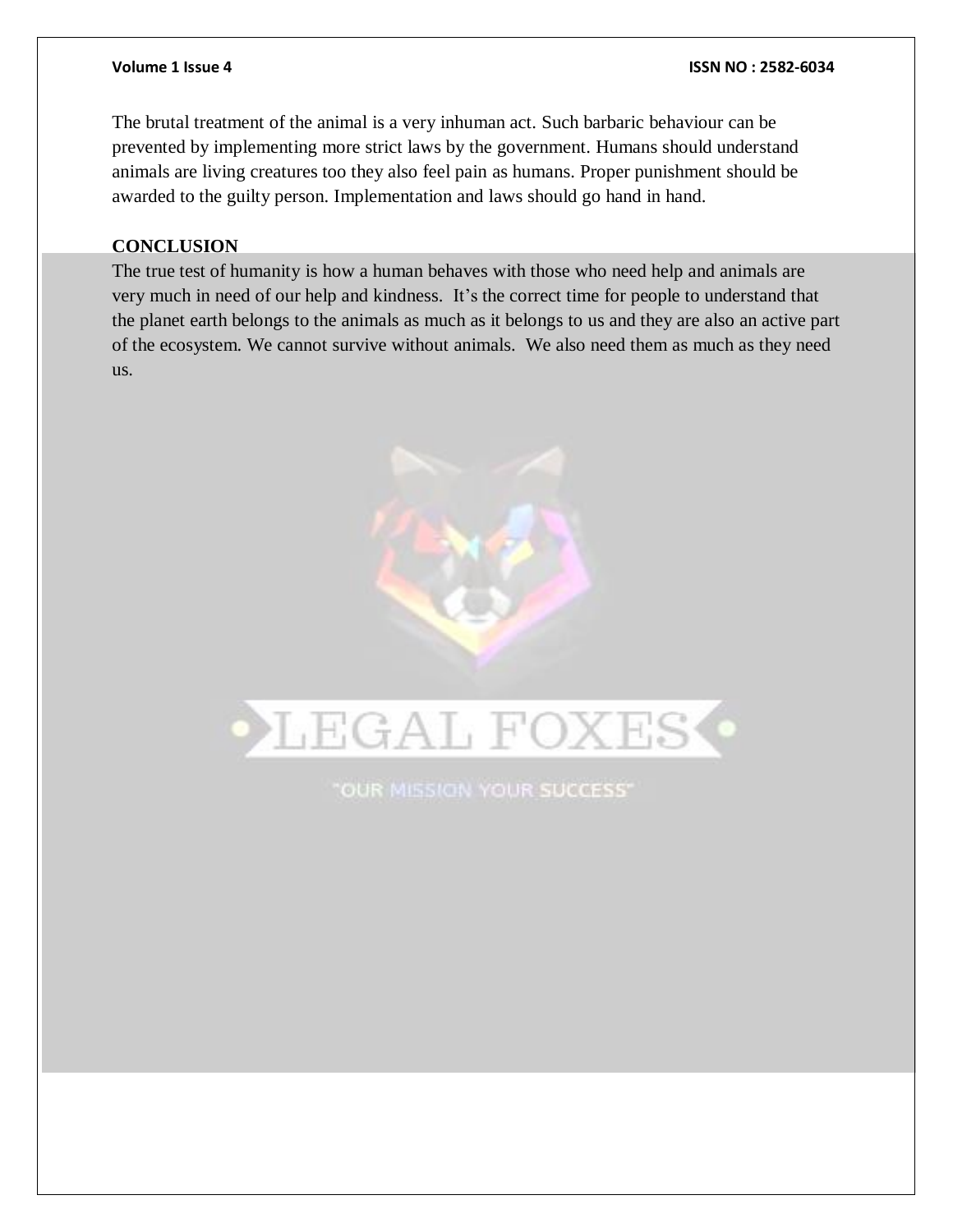The brutal treatment of the animal is a very inhuman act. Such barbaric behaviour can be prevented by implementing more strict laws by the government. Humans should understand animals are living creatures too they also feel pain as humans. Proper punishment should be awarded to the guilty person. Implementation and laws should go hand in hand.

## CONCLUSION

The true test of humanity is how a human behaves with those who need help and animals are very much in need of our help and kindness. It's the correct time for people to understand that the planet earth belongs to the animals as much as it belongs to us and they are also an active part of the ecosystem. We cannot survive without animals. We also need them as much as they need us.